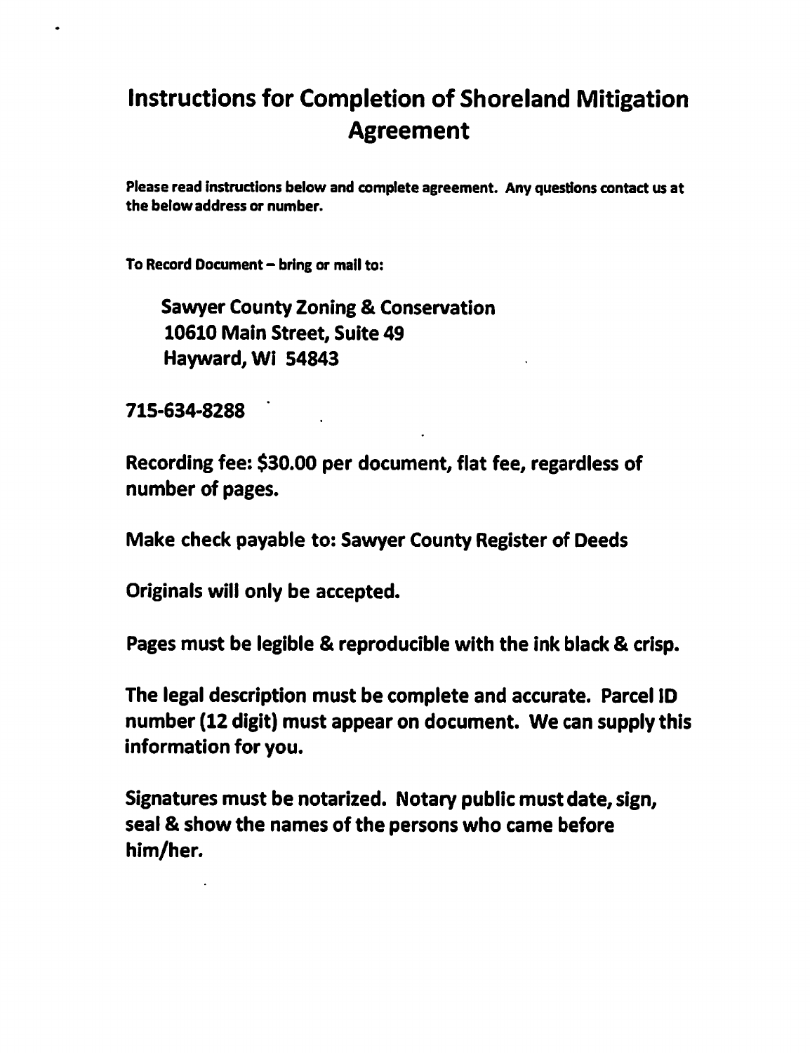# Instructions for Completion of Shoreland Mitigation Agreement

**Please read instructions below and complete agreement. Any questions contact us at the below address or number.**

**To Record Document – bring or mail to:**

**Sawyer County Zoning & Conservation**
**10610 Main Street, Suite 49**
**Hayward, Wi 54843**

**715-634-8288**

**Recording fee: $30.00 per document, flat fee, regardless of number of pages.**

**Make check payable to: Sawyer County Register of Deeds**

**Originals will only be accepted.**

**Pages must be legible & reproducible with the ink black & crisp.**

**The legal description must be complete and accurate. Parcel ID number (12 digit) must appear on document. We can supply this information for you.**

**Signatures must be notarized. Notary public must date, sign, seal & show the names of the persons who came before him/her.**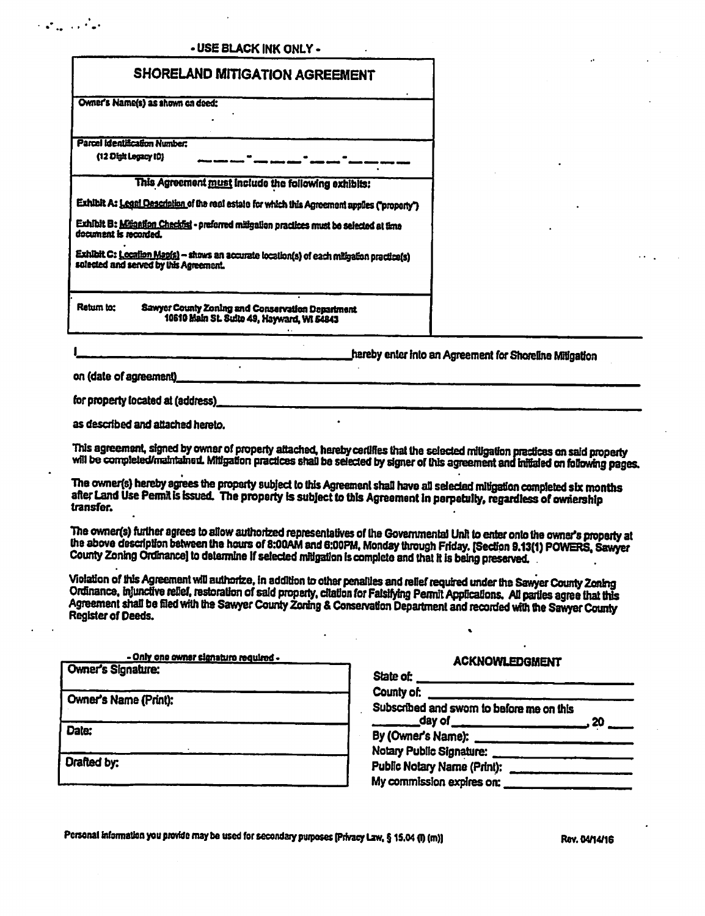- USE BLACK INK ONLY -

# SHORELAND MITIGATION AGREEMENT

Owner's Name(s) as shown on deed:

Parcel Identification Number:
(12 Digit Legacy ID) \_\_\_ \_\_\_ \_\_\_ - \_\_\_ \_\_\_ \_\_\_ - \_\_\_ \_\_\_ - \_\_\_ \_\_\_ \_\_\_ \_\_\_

This Agreement **must** include the following exhibits:

Exhibit A: Legal Description of the real estate for which this Agreement applies ("property")

Exhibit B: Mitigation Checklist - preferred mitigation practices must be selected at time document is recorded.

Exhibit C: Location Map(s) – shows an accurate location(s) of each mitigation practice(s) selected and served by this Agreement.

Return to: Sawyer County Zoning and Conservation Department
10610 Main St. Suite 49, Hayward, WI 54843

I\_\_\_\_\_\_\_\_\_\_\_\_\_\_\_\_\_\_\_\_\_\_\_\_\_\_\_\_\_\_\_\_\_\_\_\_\_\_hereby enter into an Agreement for Shoreline Mitigation

on (date of agreement)\_\_\_\_\_\_\_\_\_\_\_\_\_\_\_\_\_\_\_\_\_\_\_\_\_\_\_\_\_\_\_\_\_\_\_\_\_\_\_\_\_\_\_\_\_\_\_\_\_\_\_\_\_\_

for property located at (address)\_\_\_\_\_\_\_\_\_\_\_\_\_\_\_\_\_\_\_\_\_\_\_\_\_\_\_\_\_\_\_\_\_\_\_\_\_\_\_\_\_\_\_\_\_\_\_\_

as described and attached hereto.

This agreement, signed by owner of property attached, hereby certifies that the selected mitigation practices on said property will be completed/maintained. Mitigation practices shall be selected by signer of this agreement and initialed on following pages.

The owner(s) hereby agrees the property subject to this Agreement shall have all selected mitigation completed six months after Land Use Permit is issued. The property is subject to this Agreement in perpetuity, regardless of ownership transfer.

The owner(s) further agrees to allow authorized representatives of the Governmental Unit to enter onto the owner's property at the above description between the hours of 8:00AM and 6:00PM, Monday through Friday. [Section 9.13(1) POWERS, Sawyer County Zoning Ordinance] to determine if selected mitigation is complete and that it is being preserved.

Violation of this Agreement will authorize, in addition to other penalties and relief required under the Sawyer County Zoning Ordinance, injunctive relief, restoration of said property, citation for Falsifying Permit Applications. All parties agree that this Agreement shall be filed with the Sawyer County Zoning & Conservation Department and recorded with the Sawyer County Register of Deeds.

- Only one owner signature required -

| Owner's Signature: |
|---|
| Owner's Name (Print): |
| Date: |
| Drafted by: |

**ACKNOWLEDGMENT**

State of: \_\_\_\_\_\_\_\_\_\_\_\_\_\_\_\_\_\_\_\_\_\_\_\_\_\_\_\_
County of: \_\_\_\_\_\_\_\_\_\_\_\_\_\_\_\_\_\_\_\_\_\_\_\_\_\_\_
Subscribed and sworn to before me on this \_\_\_\_\_\_\_day of \_\_\_\_\_\_\_\_\_\_\_\_\_\_\_\_\_\_, 20 \_\_\_\_
By (Owner's Name): \_\_\_\_\_\_\_\_\_\_\_\_\_\_\_\_\_\_\_\_\_\_
Notary Public Signature: \_\_\_\_\_\_\_\_\_\_\_\_\_\_\_\_\_\_
Public Notary Name (Print): \_\_\_\_\_\_\_\_\_\_\_\_\_\_\_\_
My commission expires on: \_\_\_\_\_\_\_\_\_\_\_\_\_\_\_\_\_

Personal information you provide may be used for secondary purposes [Privacy Law, § 15.04 (l) (m)]

Rev. 04/14/16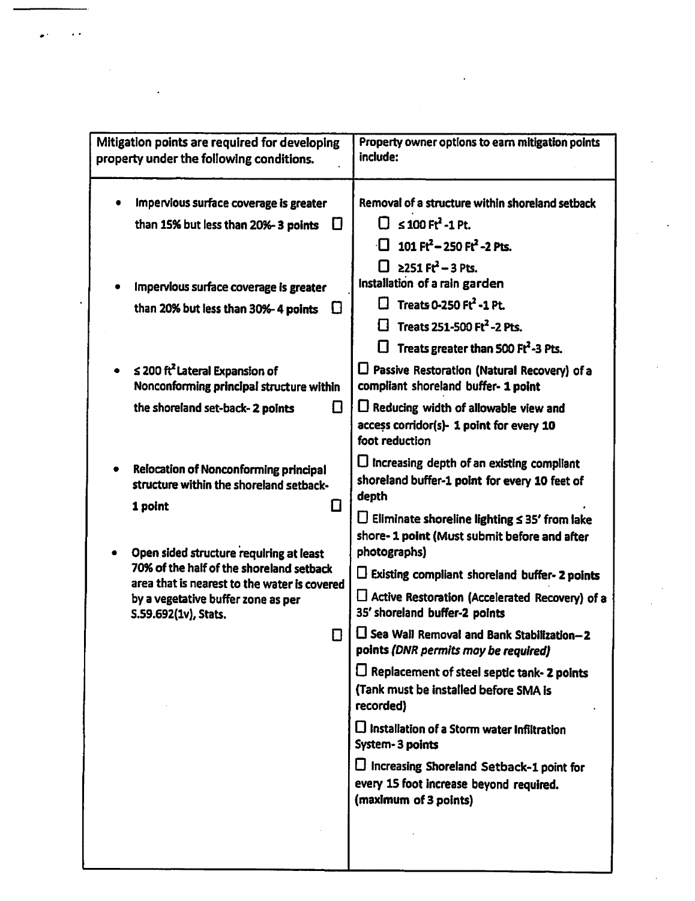| Mitigation points are required for developing property under the following conditions. | Property owner options to earn mitigation points include: |
|---|---|
| • Impervious surface coverage is greater than 15% but less than 20%- 3 points ☐<br><br>• Impervious surface coverage is greater than 20% but less than 30%- 4 points ☐<br><br>• ≤ 200 ft² Lateral Expansion of Nonconforming principal structure within the shoreland set-back- 2 points ☐<br><br>• Relocation of Nonconforming principal structure within the shoreland setback- 1 point ☐<br><br>• Open sided structure requiring at least 70% of the half of the shoreland setback area that is nearest to the water is covered by a vegetative buffer zone as per S.59.692(1v), Stats. ☐ | Removal of a structure within shoreland setback<br>☐ ≤ 100 Ft² -1 Pt.<br>☐ 101 Ft² – 250 Ft² -2 Pts.<br>☐ ≥251 Ft² – 3 Pts.<br>Installation of a rain garden<br>☐ Treats 0-250 Ft² -1 Pt.<br>☐ Treats 251-500 Ft² -2 Pts.<br>☐ Treats greater than 500 Ft² -3 Pts.<br>☐ Passive Restoration (Natural Recovery) of a compliant shoreland buffer- **1 point**<br>☐ Reducing width of allowable view and access corridor(s)- **1 point for every 10 foot reduction**<br>☐ Increasing depth of an existing compliant shoreland buffer-**1 point for every 10 feet of depth**<br>☐ Eliminate shoreline lighting ≤ 35' from lake shore- **1 point** (Must submit before and after photographs)<br>☐ Existing compliant shoreland buffer- **2 points**<br>☐ Active Restoration (Accelerated Recovery) of a 35' shoreland buffer-**2 points**<br>☐ Sea Wall Removal and Bank Stabilization– **2 points** *(DNR permits may be required)*<br>☐ Replacement of steel septic tank- **2 points** (Tank must be installed before SMA is recorded)<br>☐ Installation of a Storm water Infiltration System- **3 points**<br>☐ Increasing Shoreland Setback-1 point for every 15 foot increase beyond required. (maximum of 3 points) |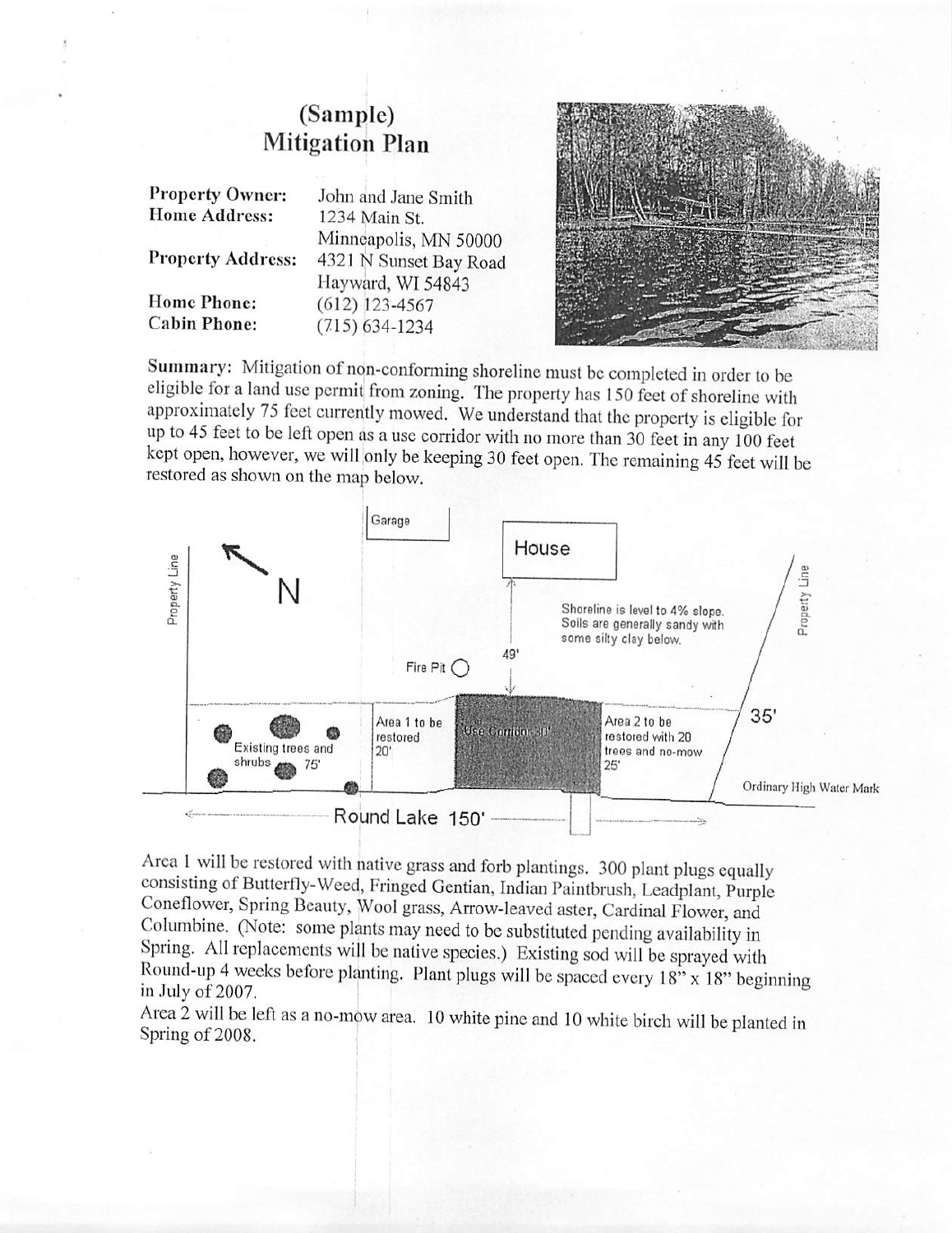# (Sample) Mitigation Plan

| | |
|---|---|
| **Property Owner:** | John and Jane Smith |
| **Home Address:** | 1234 Main St. Minneapolis, MN 50000 |
| **Property Address:** | 4321 N Sunset Bay Road Hayward, WI 54843 |
| **Home Phone:** | (612) 123-4567 |
| **Cabin Phone:** | (715) 634-1234 |

**Summary:** Mitigation of non-conforming shoreline must be completed in order to be eligible for a land use permit from zoning. The property has 150 feet of shoreline with approximately 75 feet currently mowed. We understand that the property is eligible for up to 45 feet to be left open as a use corridor with no more than 30 feet in any 100 feet kept open, however, we will only be keeping 30 feet open. The remaining 45 feet will be restored as shown on the map below.

Garage

House

Property Line

N

Property Line

Shoreline is level to 4% slope. Soils are generally sandy with some silty clay below.

49'

Fire Pit

35'

Existing trees and shrubs 75'

Area 1 to be restored 20'

Use Corridor 30'

Area 2 to be restored with 20 trees and no-mow 25'

Ordinary High Water Mark

Round Lake 150'

Area 1 will be restored with native grass and forb plantings. 300 plant plugs equally consisting of Butterfly-Weed, Fringed Gentian, Indian Paintbrush, Leadplant, Purple Coneflower, Spring Beauty, Wool grass, Arrow-leaved aster, Cardinal Flower, and Columbine. (Note: some plants may need to be substituted pending availability in Spring. All replacements will be native species.) Existing sod will be sprayed with Round-up 4 weeks before planting. Plant plugs will be spaced every 18" x 18" beginning in July of 2007.

Area 2 will be left as a no-mow area. 10 white pine and 10 white birch will be planted in Spring of 2008.